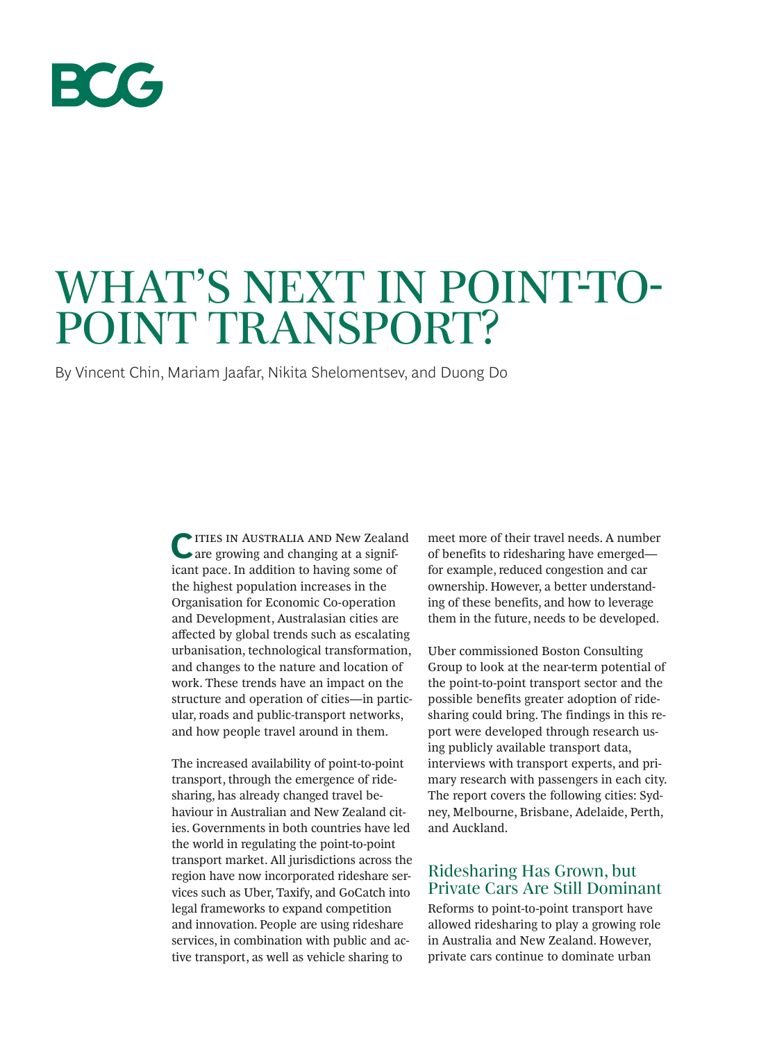BCG

# WHAT'S NEXT IN POINT-TO-POINT TRANSPORT?

By Vincent Chin, Mariam Jaafar, Nikita Shelomentsev, and Duong Do

Cities in Australia and New Zealand are growing and changing at a significant pace. In addition to having some of the highest population increases in the Organisation for Economic Co-operation and Development, Australasian cities are affected by global trends such as escalating urbanisation, technological transformation, and changes to the nature and location of work. These trends have an impact on the structure and operation of cities—in particular, roads and public-transport networks, and how people travel around in them.

The increased availability of point-to-point transport, through the emergence of ridesharing, has already changed travel behaviour in Australian and New Zealand cities. Governments in both countries have led the world in regulating the point-to-point transport market. All jurisdictions across the region have now incorporated rideshare services such as Uber, Taxify, and GoCatch into legal frameworks to expand competition and innovation. People are using rideshare services, in combination with public and active transport, as well as vehicle sharing to meet more of their travel needs. A number of benefits to ridesharing have emerged—for example, reduced congestion and car ownership. However, a better understanding of these benefits, and how to leverage them in the future, needs to be developed.

Uber commissioned Boston Consulting Group to look at the near-term potential of the point-to-point transport sector and the possible benefits greater adoption of ridesharing could bring. The findings in this report were developed through research using publicly available transport data, interviews with transport experts, and primary research with passengers in each city. The report covers the following cities: Sydney, Melbourne, Brisbane, Adelaide, Perth, and Auckland.

## Ridesharing Has Grown, but Private Cars Are Still Dominant

Reforms to point-to-point transport have allowed ridesharing to play a growing role in Australia and New Zealand. However, private cars continue to dominate urban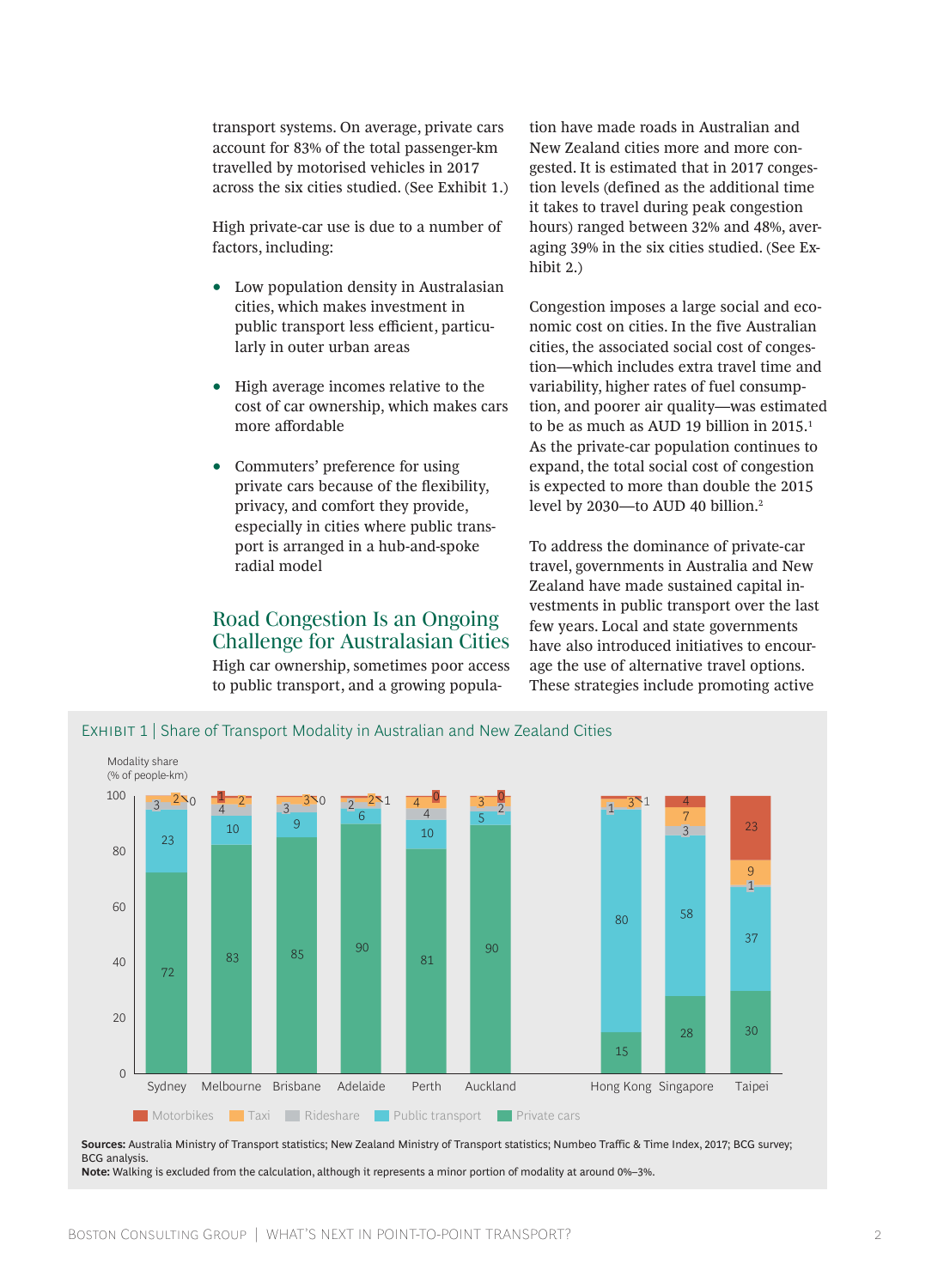transport systems. On average, private cars account for 83% of the total passenger-km travelled by motorised vehicles in 2017 across the six cities studied. (See Exhibit 1.)

High private-car use is due to a number of factors, including:

- Low population density in Australasian cities, which makes investment in public transport less efficient, particularly in outer urban areas
- High average incomes relative to the cost of car ownership, which makes cars more affordable
- Commuters' preference for using private cars because of the flexibility, privacy, and comfort they provide, especially in cities where public transport is arranged in a hub-and-spoke radial model

## Road Congestion Is an Ongoing Challenge for Australasian Cities

High car ownership, sometimes poor access to public transport, and a growing population have made roads in Australian and New Zealand cities more and more congested. It is estimated that in 2017 congestion levels (defined as the additional time it takes to travel during peak congestion hours) ranged between 32% and 48%, averaging 39% in the six cities studied. (See Exhibit 2.)

Congestion imposes a large social and economic cost on cities. In the five Australian cities, the associated social cost of congestion—which includes extra travel time and variability, higher rates of fuel consumption, and poorer air quality—was estimated to be as much as AUD 19 billion in 2015.[1] As the private-car population continues to expand, the total social cost of congestion is expected to more than double the 2015 level by 2030—to AUD 40 billion.[2]

To address the dominance of private-car travel, governments in Australia and New Zealand have made sustained capital investments in public transport over the last few years. Local and state governments have also introduced initiatives to encourage the use of alternative travel options. These strategies include promoting active

EXHIBIT 1 | Share of Transport Modality in Australian and New Zealand Cities

Modality share (% of people-km)

| City | Private cars | Public transport | Rideshare | Taxi | Motorbikes |
|---|---|---|---|---|---|
| Sydney | 72 | 23 | 3 | 2 | 0 |
| Melbourne | 83 | 10 | 4 | 2 | 1 |
| Brisbane | 85 | 9 | 3 | 3 | 0 |
| Adelaide | 90 | 6 | 2 | 2 | 1 |
| Perth | 81 | 10 | 4 | 4 | 0 |
| Auckland | 90 | 5 | 2 | 3 | 0 |
| Hong Kong | 15 | 80 | 1 | 3 | 1 |
| Singapore | 28 | 58 | 3 | 7 | 4 |
| Taipei | 30 | 37 | 1 | 9 | 23 |

**Sources:** Australia Ministry of Transport statistics; New Zealand Ministry of Transport statistics; Numbeo Traffic & Time Index, 2017; BCG survey; BCG analysis.
**Note:** Walking is excluded from the calculation, although it represents a minor portion of modality at around 0%–3%.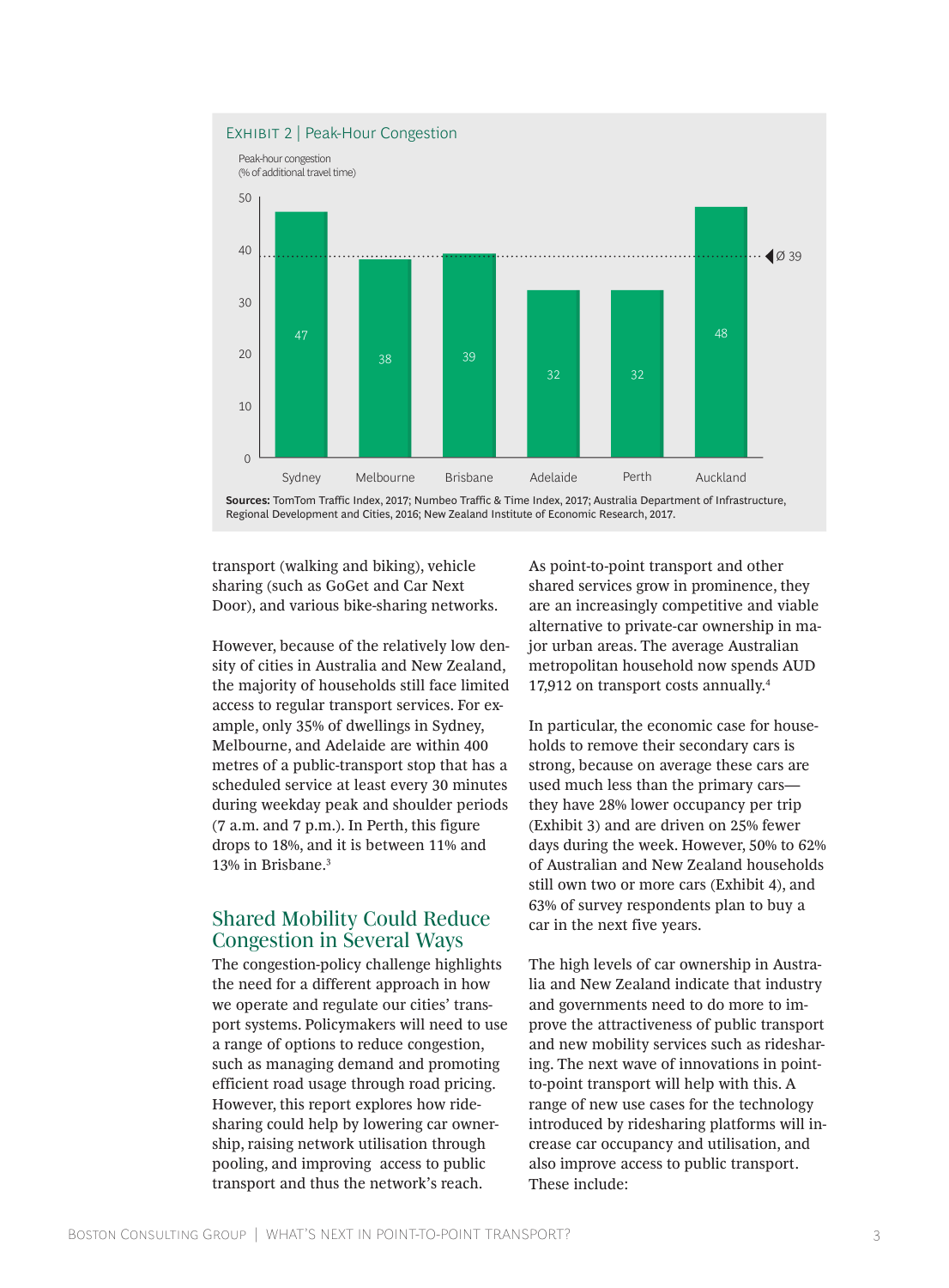EXHIBIT 2 | Peak-Hour Congestion

Peak-hour congestion (% of additional travel time)

| City | Peak-hour congestion (% of additional travel time) |
| --- | --- |
| Sydney | 47 |
| Melbourne | 38 |
| Brisbane | 39 |
| Adelaide | 32 |
| Perth | 32 |
| Auckland | 48 |

Ø 39

**Sources:** TomTom Traffic Index, 2017; Numbeo Traffic & Time Index, 2017; Australia Department of Infrastructure, Regional Development and Cities, 2016; New Zealand Institute of Economic Research, 2017.

transport (walking and biking), vehicle sharing (such as GoGet and Car Next Door), and various bike-sharing networks.

However, because of the relatively low density of cities in Australia and New Zealand, the majority of households still face limited access to regular transport services. For example, only 35% of dwellings in Sydney, Melbourne, and Adelaide are within 400 metres of a public-transport stop that has a scheduled service at least every 30 minutes during weekday peak and shoulder periods (7 a.m. and 7 p.m.). In Perth, this figure drops to 18%, and it is between 11% and 13% in Brisbane.[3]

## Shared Mobility Could Reduce Congestion in Several Ways

The congestion-policy challenge highlights the need for a different approach in how we operate and regulate our cities' transport systems. Policymakers will need to use a range of options to reduce congestion, such as managing demand and promoting efficient road usage through road pricing. However, this report explores how ridesharing could help by lowering car ownership, raising network utilisation through pooling, and improving access to public transport and thus the network's reach.

As point-to-point transport and other shared services grow in prominence, they are an increasingly competitive and viable alternative to private-car ownership in major urban areas. The average Australian metropolitan household now spends AUD 17,912 on transport costs annually.[4]

In particular, the economic case for households to remove their secondary cars is strong, because on average these cars are used much less than the primary cars—they have 28% lower occupancy per trip (Exhibit 3) and are driven on 25% fewer days during the week. However, 50% to 62% of Australian and New Zealand households still own two or more cars (Exhibit 4), and 63% of survey respondents plan to buy a car in the next five years.

The high levels of car ownership in Australia and New Zealand indicate that industry and governments need to do more to improve the attractiveness of public transport and new mobility services such as ridesharing. The next wave of innovations in point-to-point transport will help with this. A range of new use cases for the technology introduced by ridesharing platforms will increase car occupancy and utilisation, and also improve access to public transport. These include: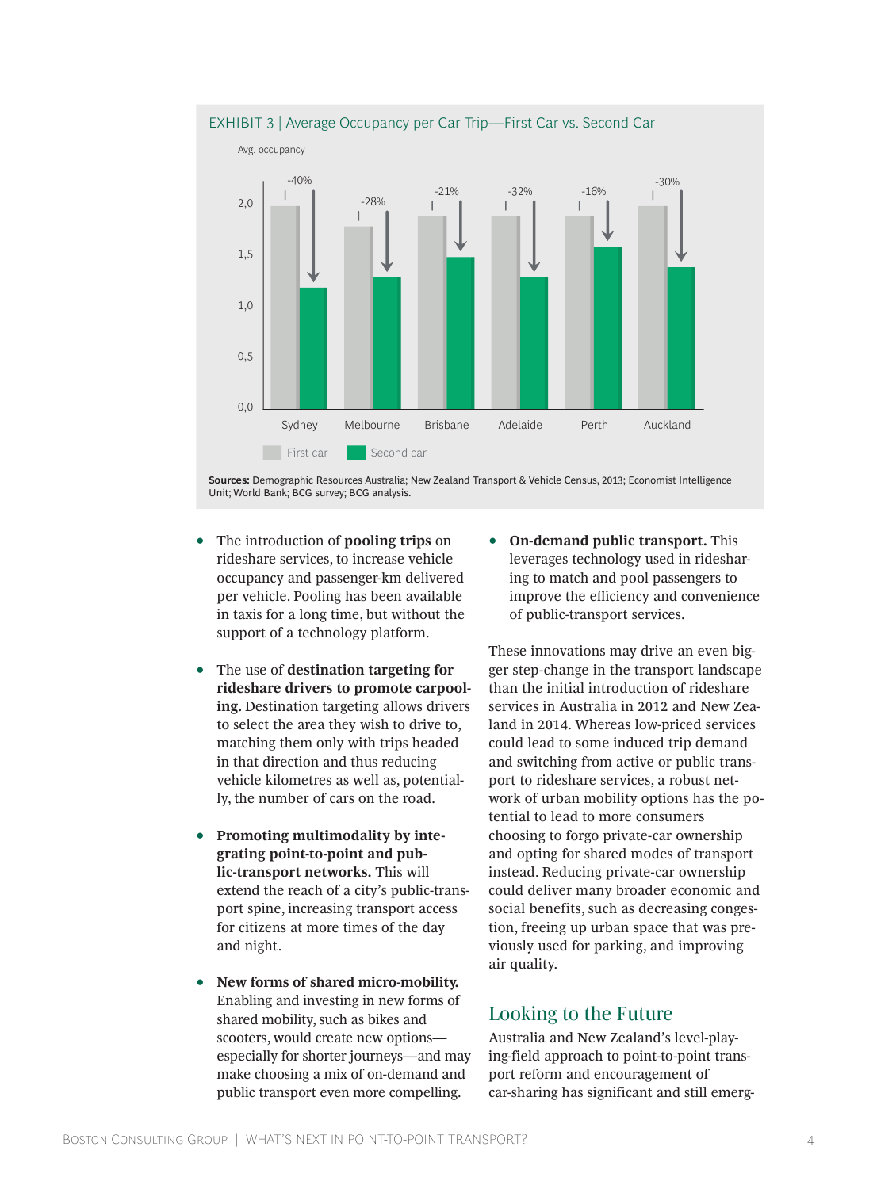EXHIBIT 3 | Average Occupancy per Car Trip—First Car vs. Second Car

Avg. occupancy

| City | First car | Second car | Change |
|---|---|---|---|
| Sydney | | | -40% |
| Melbourne | | | -28% |
| Brisbane | | | -21% |
| Adelaide | | | -32% |
| Perth | | | -16% |
| Auckland | | | -30% |

**Sources:** Demographic Resources Australia; New Zealand Transport & Vehicle Census, 2013; Economist Intelligence Unit; World Bank; BCG survey; BCG analysis.

- The introduction of **pooling trips** on rideshare services, to increase vehicle occupancy and passenger-km delivered per vehicle. Pooling has been available in taxis for a long time, but without the support of a technology platform.
- The use of **destination targeting for rideshare drivers to promote carpooling.** Destination targeting allows drivers to select the area they wish to drive to, matching them only with trips headed in that direction and thus reducing vehicle kilometres as well as, potentially, the number of cars on the road.
- **Promoting multimodality by integrating point-to-point and public-transport networks.** This will extend the reach of a city's public-transport spine, increasing transport access for citizens at more times of the day and night.
- **New forms of shared micro-mobility.** Enabling and investing in new forms of shared mobility, such as bikes and scooters, would create new options—especially for shorter journeys—and may make choosing a mix of on-demand and public transport even more compelling.
- **On-demand public transport.** This leverages technology used in ridesharing to match and pool passengers to improve the efficiency and convenience of public-transport services.

These innovations may drive an even bigger step-change in the transport landscape than the initial introduction of rideshare services in Australia in 2012 and New Zealand in 2014. Whereas low-priced services could lead to some induced trip demand and switching from active or public transport to rideshare services, a robust network of urban mobility options has the potential to lead to more consumers choosing to forgo private-car ownership and opting for shared modes of transport instead. Reducing private-car ownership could deliver many broader economic and social benefits, such as decreasing congestion, freeing up urban space that was previously used for parking, and improving air quality.

## Looking to the Future

Australia and New Zealand's level-playing-field approach to point-to-point transport reform and encouragement of car-sharing has significant and still emerg-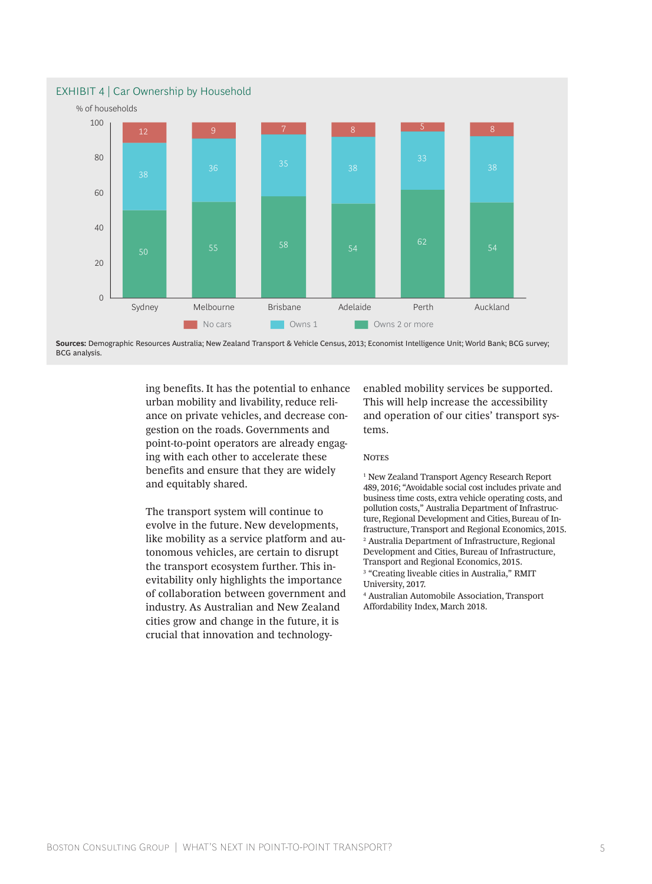## EXHIBIT 4 | Car Ownership by Household

% of households

| | Sydney | Melbourne | Brisbane | Adelaide | Perth | Auckland |
|---|---|---|---|---|---|---|
| No cars | 12 | 9 | 7 | 8 | 5 | 8 |
| Owns 1 | 38 | 36 | 35 | 38 | 33 | 38 |
| Owns 2 or more | 50 | 55 | 58 | 54 | 62 | 54 |

**Sources:** Demographic Resources Australia; New Zealand Transport & Vehicle Census, 2013; Economist Intelligence Unit; World Bank; BCG survey; BCG analysis.

ing benefits. It has the potential to enhance urban mobility and livability, reduce reliance on private vehicles, and decrease congestion on the roads. Governments and point-to-point operators are already engaging with each other to accelerate these benefits and ensure that they are widely and equitably shared.

The transport system will continue to evolve in the future. New developments, like mobility as a service platform and autonomous vehicles, are certain to disrupt the transport ecosystem further. This inevitability only highlights the importance of collaboration between government and industry. As Australian and New Zealand cities grow and change in the future, it is crucial that innovation and technology-enabled mobility services be supported. This will help increase the accessibility and operation of our cities' transport systems.

### Notes

[1] New Zealand Transport Agency Research Report 489, 2016; "Avoidable social cost includes private and business time costs, extra vehicle operating costs, and pollution costs," Australia Department of Infrastructure, Regional Development and Cities, Bureau of Infrastructure, Transport and Regional Economics, 2015.
[2] Australia Department of Infrastructure, Regional Development and Cities, Bureau of Infrastructure, Transport and Regional Economics, 2015.
[3] "Creating liveable cities in Australia," RMIT University, 2017.
[4] Australian Automobile Association, Transport Affordability Index, March 2018.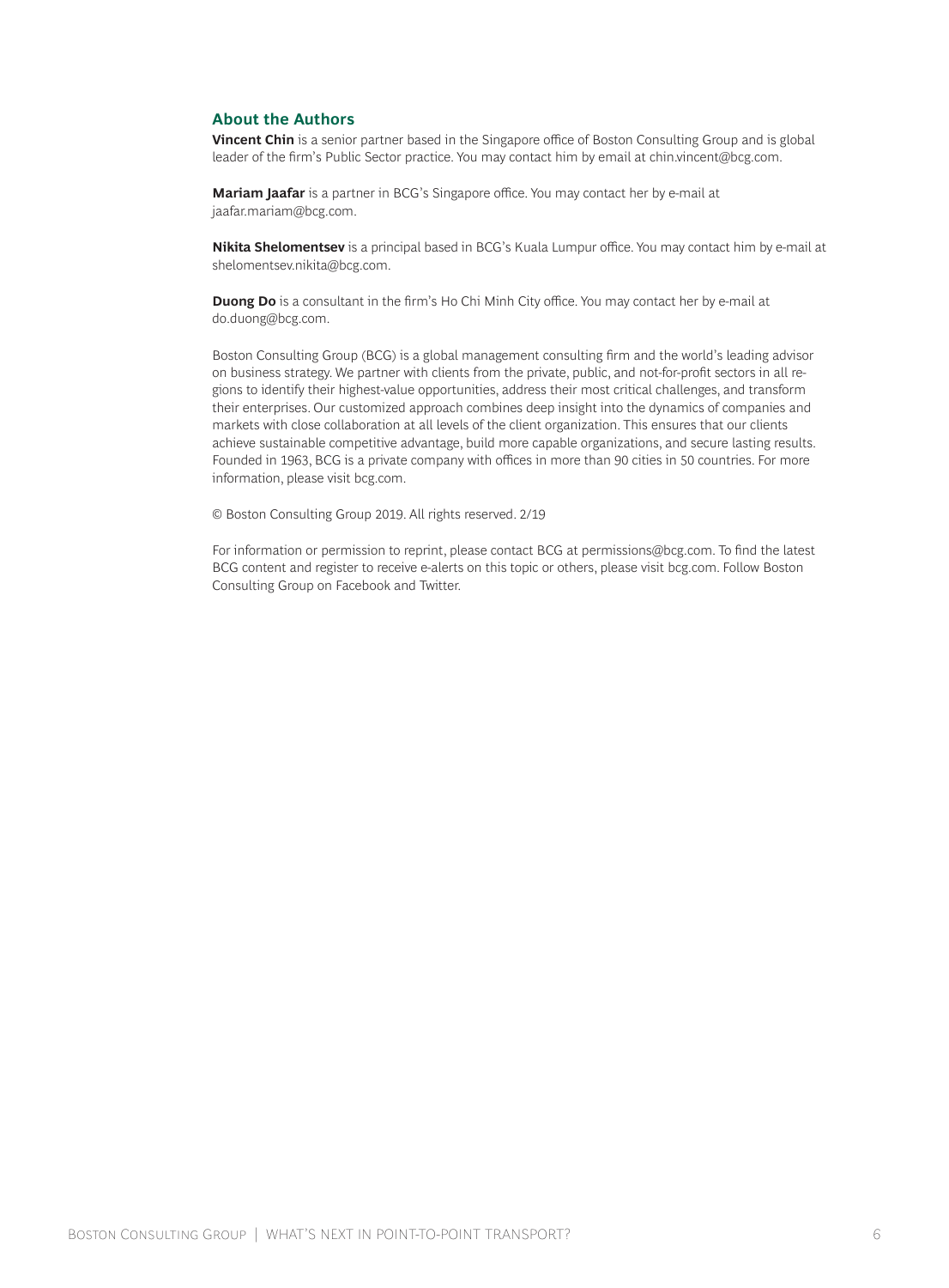## About the Authors

**Vincent Chin** is a senior partner based in the Singapore office of Boston Consulting Group and is global leader of the firm's Public Sector practice. You may contact him by email at chin.vincent@bcg.com.

**Mariam Jaafar** is a partner in BCG's Singapore office. You may contact her by e-mail at jaafar.mariam@bcg.com.

**Nikita Shelomentsev** is a principal based in BCG's Kuala Lumpur office. You may contact him by e-mail at shelomentsev.nikita@bcg.com.

**Duong Do** is a consultant in the firm's Ho Chi Minh City office. You may contact her by e-mail at do.duong@bcg.com.

Boston Consulting Group (BCG) is a global management consulting firm and the world's leading advisor on business strategy. We partner with clients from the private, public, and not-for-profit sectors in all regions to identify their highest-value opportunities, address their most critical challenges, and transform their enterprises. Our customized approach combines deep insight into the dynamics of companies and markets with close collaboration at all levels of the client organization. This ensures that our clients achieve sustainable competitive advantage, build more capable organizations, and secure lasting results. Founded in 1963, BCG is a private company with offices in more than 90 cities in 50 countries. For more information, please visit bcg.com.

© Boston Consulting Group 2019. All rights reserved. 2/19

For information or permission to reprint, please contact BCG at permissions@bcg.com. To find the latest BCG content and register to receive e-alerts on this topic or others, please visit bcg.com. Follow Boston Consulting Group on Facebook and Twitter.